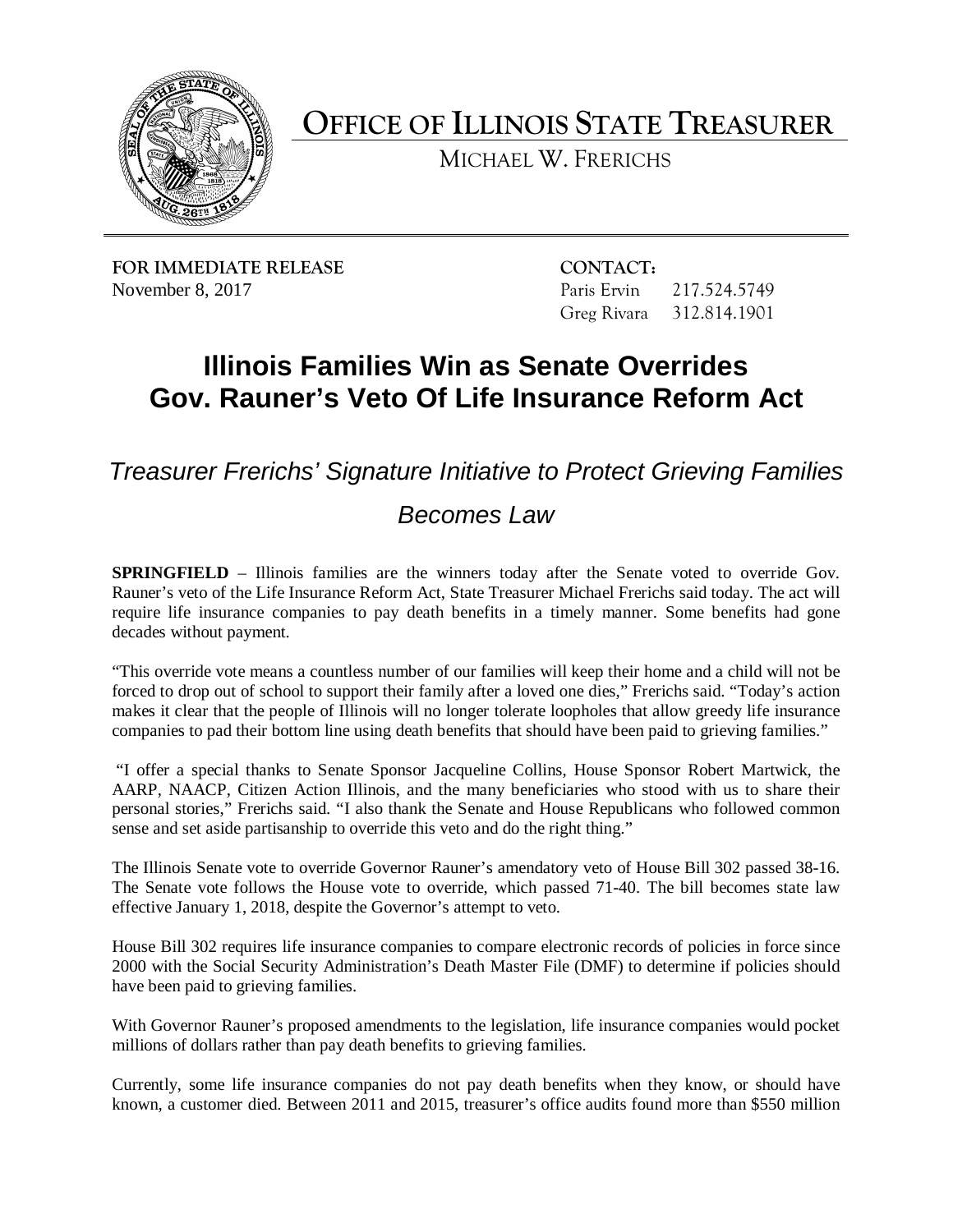# OFFICE OF ILLINOIS STATE TREASURER

MICHAEL W. FRERICHS

**FOR IMMEDIATE RELEASE**
November 8, 2017

**CONTACT:**
Paris Ervin 217.524.5749
Greg Rivara 312.814.1901

## Illinois Families Win as Senate Overrides Gov. Rauner's Veto Of Life Insurance Reform Act

### *Treasurer Frerichs' Signature Initiative to Protect Grieving Families Becomes Law*

**SPRINGFIELD** – Illinois families are the winners today after the Senate voted to override Gov. Rauner's veto of the Life Insurance Reform Act, State Treasurer Michael Frerichs said today. The act will require life insurance companies to pay death benefits in a timely manner. Some benefits had gone decades without payment.

"This override vote means a countless number of our families will keep their home and a child will not be forced to drop out of school to support their family after a loved one dies," Frerichs said. "Today's action makes it clear that the people of Illinois will no longer tolerate loopholes that allow greedy life insurance companies to pad their bottom line using death benefits that should have been paid to grieving families."

"I offer a special thanks to Senate Sponsor Jacqueline Collins, House Sponsor Robert Martwick, the AARP, NAACP, Citizen Action Illinois, and the many beneficiaries who stood with us to share their personal stories," Frerichs said. "I also thank the Senate and House Republicans who followed common sense and set aside partisanship to override this veto and do the right thing."

The Illinois Senate vote to override Governor Rauner's amendatory veto of House Bill 302 passed 38-16. The Senate vote follows the House vote to override, which passed 71-40. The bill becomes state law effective January 1, 2018, despite the Governor's attempt to veto.

House Bill 302 requires life insurance companies to compare electronic records of policies in force since 2000 with the Social Security Administration's Death Master File (DMF) to determine if policies should have been paid to grieving families.

With Governor Rauner's proposed amendments to the legislation, life insurance companies would pocket millions of dollars rather than pay death benefits to grieving families.

Currently, some life insurance companies do not pay death benefits when they know, or should have known, a customer died. Between 2011 and 2015, treasurer's office audits found more than $550 million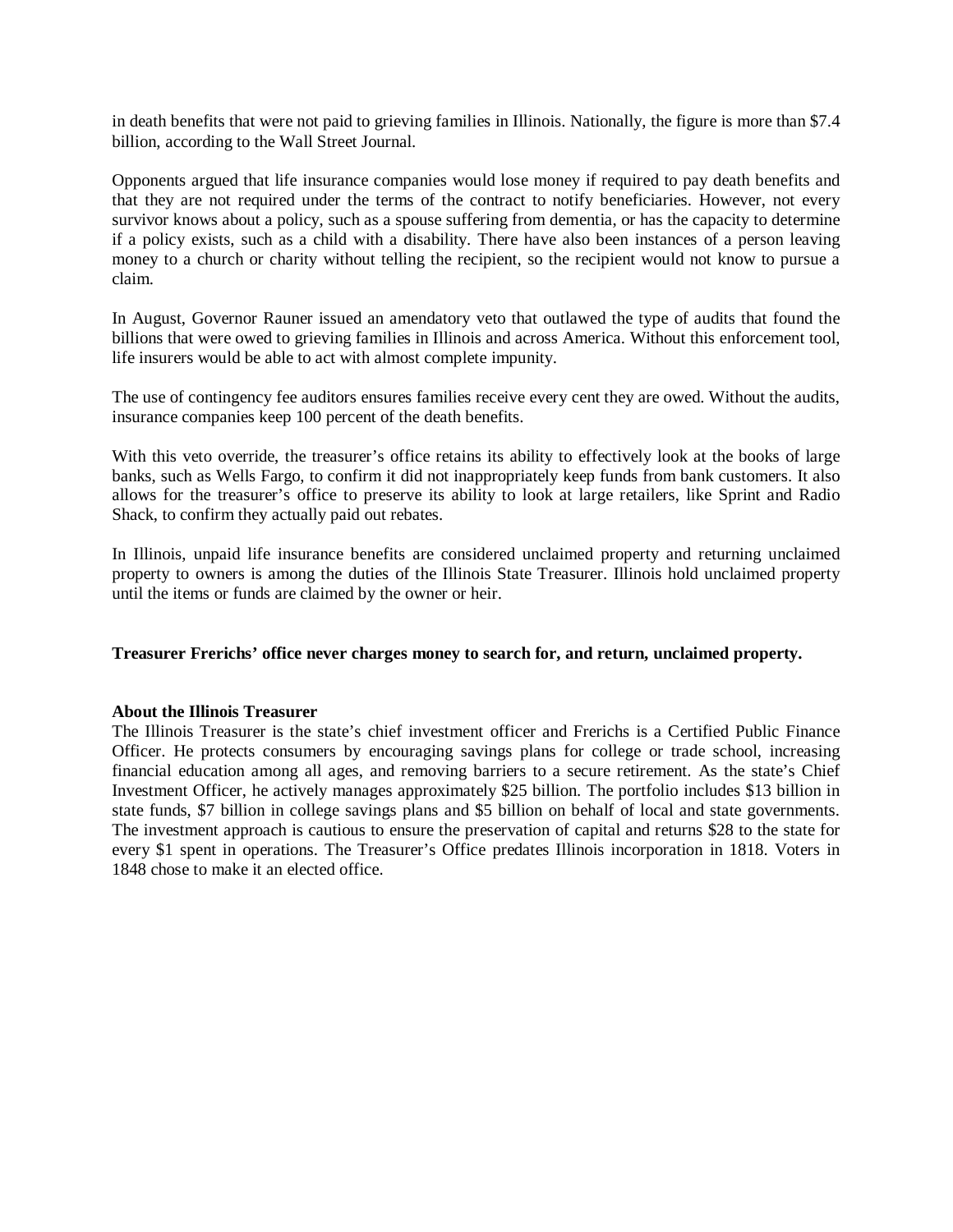in death benefits that were not paid to grieving families in Illinois. Nationally, the figure is more than $7.4 billion, according to the Wall Street Journal.

Opponents argued that life insurance companies would lose money if required to pay death benefits and that they are not required under the terms of the contract to notify beneficiaries. However, not every survivor knows about a policy, such as a spouse suffering from dementia, or has the capacity to determine if a policy exists, such as a child with a disability. There have also been instances of a person leaving money to a church or charity without telling the recipient, so the recipient would not know to pursue a claim.

In August, Governor Rauner issued an amendatory veto that outlawed the type of audits that found the billions that were owed to grieving families in Illinois and across America. Without this enforcement tool, life insurers would be able to act with almost complete impunity.

The use of contingency fee auditors ensures families receive every cent they are owed. Without the audits, insurance companies keep 100 percent of the death benefits.

With this veto override, the treasurer's office retains its ability to effectively look at the books of large banks, such as Wells Fargo, to confirm it did not inappropriately keep funds from bank customers. It also allows for the treasurer's office to preserve its ability to look at large retailers, like Sprint and Radio Shack, to confirm they actually paid out rebates.

In Illinois, unpaid life insurance benefits are considered unclaimed property and returning unclaimed property to owners is among the duties of the Illinois State Treasurer. Illinois hold unclaimed property until the items or funds are claimed by the owner or heir.

**Treasurer Frerichs' office never charges money to search for, and return, unclaimed property.**

**About the Illinois Treasurer**

The Illinois Treasurer is the state's chief investment officer and Frerichs is a Certified Public Finance Officer. He protects consumers by encouraging savings plans for college or trade school, increasing financial education among all ages, and removing barriers to a secure retirement. As the state's Chief Investment Officer, he actively manages approximately $25 billion. The portfolio includes $13 billion in state funds, $7 billion in college savings plans and $5 billion on behalf of local and state governments. The investment approach is cautious to ensure the preservation of capital and returns $28 to the state for every $1 spent in operations. The Treasurer's Office predates Illinois incorporation in 1818. Voters in 1848 chose to make it an elected office.